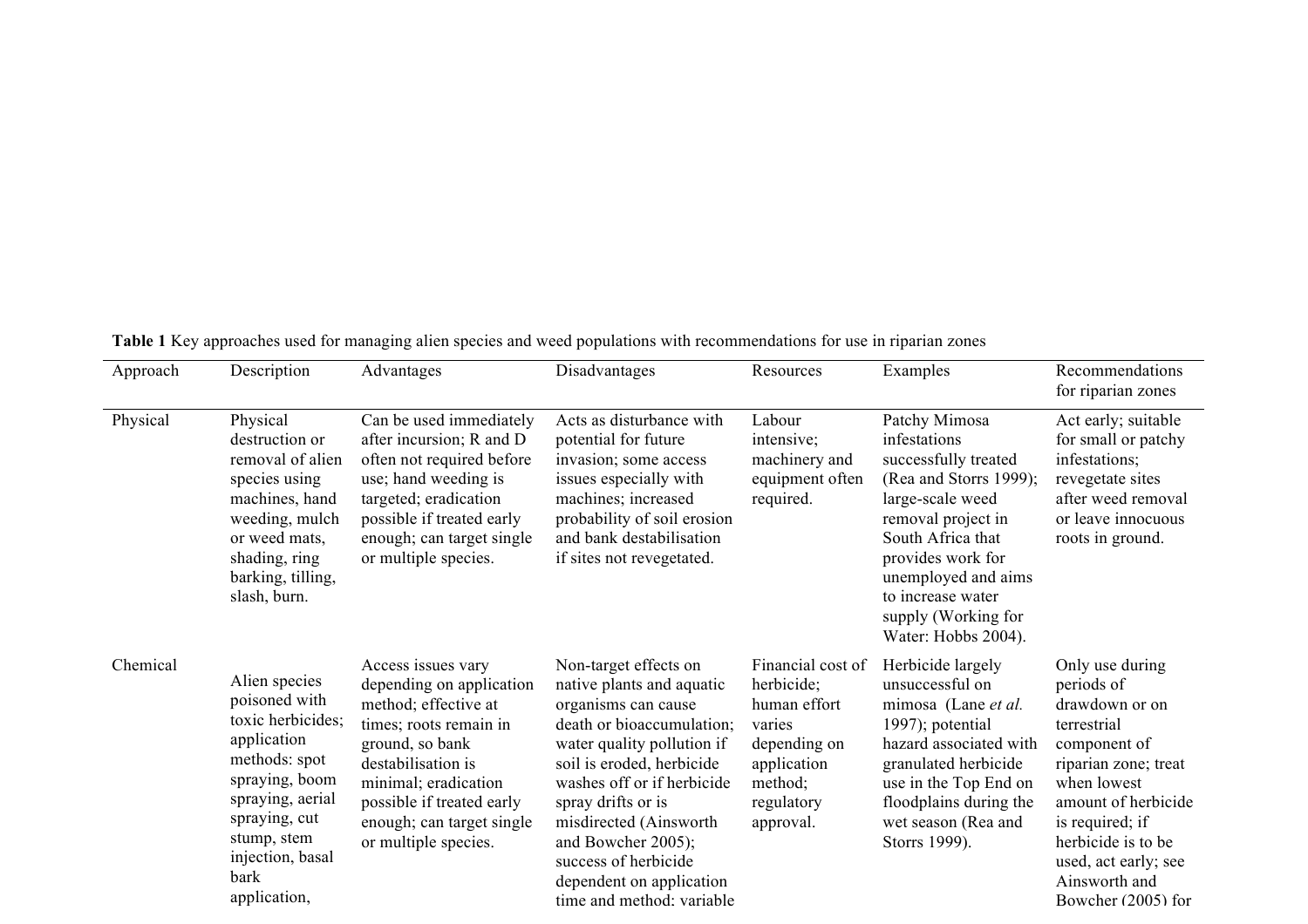**Table 1** Key approaches used for managing alien species and weed populations with recommendations for use in riparian zones

| Approach | Description | Advantages | Disadvantages | Resources | Examples | Recommendations for riparian zones |
|---|---|---|---|---|---|---|
| Physical | Physical destruction or removal of alien species using machines, hand weeding, mulch or weed mats, shading, ring barking, tilling, slash, burn. | Can be used immediately after incursion; R and D often not required before use; hand weeding is targeted; eradication possible if treated early enough; can target single or multiple species. | Acts as disturbance with potential for future invasion; some access issues especially with machines; increased probability of soil erosion and bank destabilisation if sites not revegetated. | Labour intensive; machinery and equipment often required. | Patchy Mimosa infestations successfully treated (Rea and Storrs 1999); large-scale weed removal project in South Africa that provides work for unemployed and aims to increase water supply (Working for Water: Hobbs 2004). | Act early; suitable for small or patchy infestations; revegetate sites after weed removal or leave innocuous roots in ground. |
| Chemical | Alien species poisoned with toxic herbicides; application methods: spot spraying, boom spraying, aerial spraying, cut stump, stem injection, basal bark application, | Access issues vary depending on application method; effective at times; roots remain in ground, so bank destabilisation is minimal; eradication possible if treated early enough; can target single or multiple species. | Non-target effects on native plants and aquatic organisms can cause death or bioaccumulation; water quality pollution if soil is eroded, herbicide washes off or if herbicide spray drifts or is misdirected (Ainsworth and Bowcher 2005); success of herbicide dependent on application time and method: variable | Financial cost of herbicide; human effort varies depending on application method; regulatory approval. | Herbicide largely unsuccessful on mimosa (Lane *et al.* 1997); potential hazard associated with granulated herbicide use in the Top End on floodplains during the wet season (Rea and Storrs 1999). | Only use during periods of drawdown or on terrestrial component of riparian zone; treat when lowest amount of herbicide is required; if herbicide is to be used, act early; see Ainsworth and Bowcher (2005) for |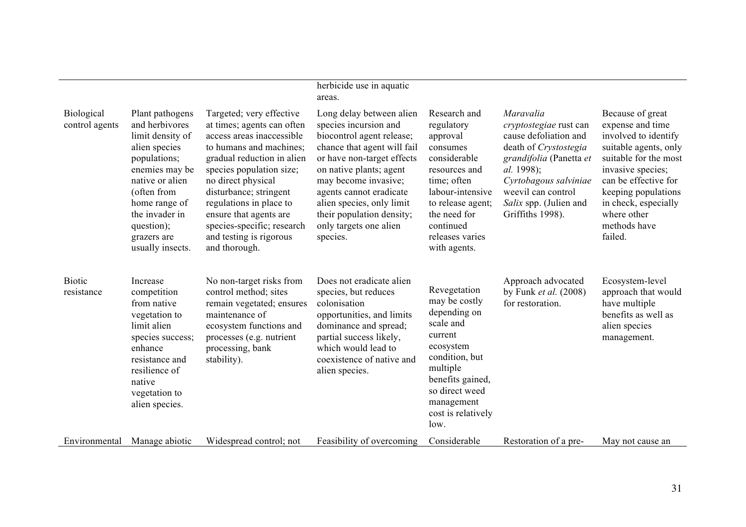| | | | | | | |
|---|---|---|---|---|---|---|
| | | | herbicide use in aquatic areas. | | | |
| Biological control agents | Plant pathogens and herbivores limit density of alien species populations; enemies may be native or alien (often from home range of the invader in question); grazers are usually insects. | Targeted; very effective at times; agents can often access areas inaccessible to humans and machines; gradual reduction in alien species population size; no direct physical disturbance; stringent regulations in place to ensure that agents are species-specific; research and testing is rigorous and thorough. | Long delay between alien species incursion and biocontrol agent release; chance that agent will fail or have non-target effects on native plants; agent may become invasive; agents cannot eradicate alien species, only limit their population density; only targets one alien species. | Research and regulatory approval consumes considerable resources and time; often labour-intensive to release agent; the need for continued releases varies with agents. | *Maravalia cryptostegiae* rust can cause defoliation and death of *Crystostegia grandifolia* (Panetta *et al.* 1998); *Cyrtobagous salviniae* weevil can control *Salix* spp. (Julien and Griffiths 1998). | Because of great expense and time involved to identify suitable agents, only suitable for the most invasive species; can be effective for keeping populations in check, especially where other methods have failed. |
| Biotic resistance | Increase competition from native vegetation to limit alien species success; enhance resistance and resilience of native vegetation to alien species. | No non-target risks from control method; sites remain vegetated; ensures maintenance of ecosystem functions and processes (e.g. nutrient processing, bank stability). | Does not eradicate alien species, but reduces colonisation opportunities, and limits dominance and spread; partial success likely, which would lead to coexistence of native and alien species. | Revegetation may be costly depending on scale and current ecosystem condition, but multiple benefits gained, so direct weed management cost is relatively low. | Approach advocated by Funk *et al.* (2008) for restoration. | Ecosystem-level approach that would have multiple benefits as well as alien species management. |
| Environmental | Manage abiotic | Widespread control; not | Feasibility of overcoming | Considerable | Restoration of a pre- | May not cause an |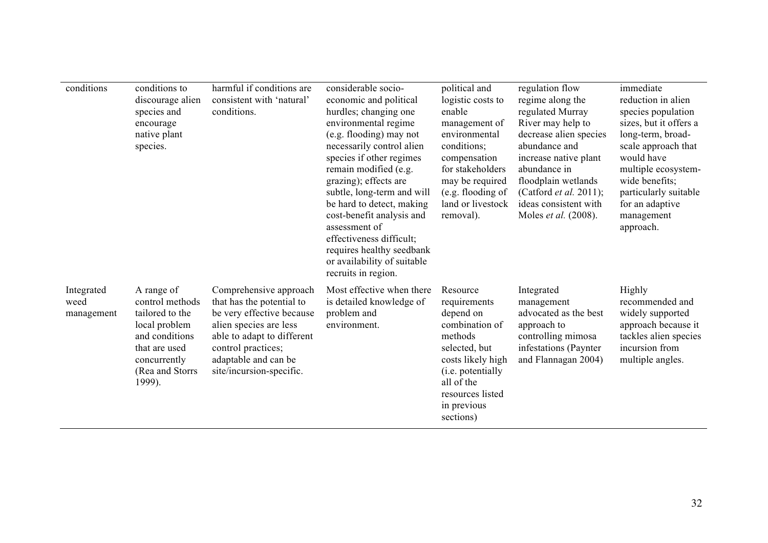| | | | | | | |
|---|---|---|---|---|---|---|
| conditions | conditions to discourage alien species and encourage native plant species. | harmful if conditions are consistent with 'natural' conditions. | considerable socio-economic and political hurdles; changing one environmental regime (e.g. flooding) may not necessarily control alien species if other regimes remain modified (e.g. grazing); effects are subtle, long-term and will be hard to detect, making cost-benefit analysis and assessment of effectiveness difficult; requires healthy seedbank or availability of suitable recruits in region. | political and logistic costs to enable management of environmental conditions; compensation for stakeholders may be required (e.g. flooding of land or livestock removal). | regulation flow regime along the regulated Murray River may help to decrease alien species abundance and increase native plant abundance in floodplain wetlands (Catford *et al.* 2011); ideas consistent with Moles *et al.* (2008). | immediate reduction in alien species population sizes, but it offers a long-term, broad-scale approach that would have multiple ecosystem-wide benefits; particularly suitable for an adaptive management approach. |
| Integrated weed management | A range of control methods tailored to the local problem and conditions that are used concurrently (Rea and Storrs 1999). | Comprehensive approach that has the potential to be very effective because alien species are less able to adapt to different control practices; adaptable and can be site/incursion-specific. | Most effective when there is detailed knowledge of problem and environment. | Resource requirements depend on combination of methods selected, but costs likely high (i.e. potentially all of the resources listed in previous sections) | Integrated management advocated as the best approach to controlling mimosa infestations (Paynter and Flannagan 2004) | Highly recommended and widely supported approach because it tackles alien species incursion from multiple angles. |